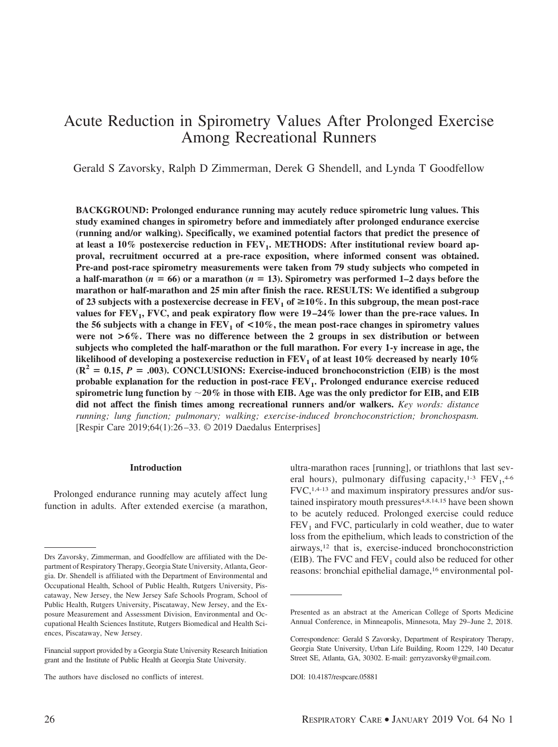# Acute Reduction in Spirometry Values After Prolonged Exercise Among Recreational Runners

Gerald S Zavorsky, Ralph D Zimmerman, Derek G Shendell, and Lynda T Goodfellow

**BACKGROUND: Prolonged endurance running may acutely reduce spirometric lung values. This study examined changes in spirometry before and immediately after prolonged endurance exercise (running and/or walking). Specifically, we examined potential factors that predict the presence of at least a 10% postexercise reduction in $FEV_1$. METHODS: After institutional review board approval, recruitment occurred at a pre-race exposition, where informed consent was obtained. Pre-and post-race spirometry measurements were taken from 79 study subjects who competed in a half-marathon ($n = 66$) or a marathon ($n = 13$). Spirometry was performed 1–2 days before the marathon or half-marathon and 25 min after finish the race. RESULTS: We identified a subgroup of 23 subjects with a postexercise decrease in $FEV_1$ of ≥10%. In this subgroup, the mean post-race values for $FEV_1$, FVC, and peak expiratory flow were 19–24% lower than the pre-race values. In the 56 subjects with a change in $FEV_1$ of <10%, the mean post-race changes in spirometry values were not >6%. There was no difference between the 2 groups in sex distribution or between subjects who completed the half-marathon or the full marathon. For every 1-y increase in age, the likelihood of developing a postexercise reduction in $FEV_1$ of at least 10% decreased by nearly 10% ($R^2 = 0.15$, $P = .003$). CONCLUSIONS: Exercise-induced bronchoconstriction (EIB) is the most probable explanation for the reduction in post-race $FEV_1$. Prolonged endurance exercise reduced spirometric lung function by ~20% in those with EIB. Age was the only predictor for EIB, and EIB did not affect the finish times among recreational runners and/or walkers.** *Key words: distance running; lung function; pulmonary; walking; exercise-induced bronchoconstriction; bronchospasm.* [Respir Care 2019;64(1):26–33. © 2019 Daedalus Enterprises]

## Introduction

Prolonged endurance running may acutely affect lung function in adults. After extended exercise (a marathon, ultra-marathon races [running], or triathlons that last several hours), pulmonary diffusing capacity,[1-3] $FEV_1$,[4-6] FVC,[1,4-13] and maximum inspiratory pressures and/or sustained inspiratory mouth pressures[4,8,14,15] have been shown to be acutely reduced. Prolonged exercise could reduce $FEV_1$ and FVC, particularly in cold weather, due to water loss from the epithelium, which leads to constriction of the airways,[12] that is, exercise-induced bronchoconstriction (EIB). The FVC and $FEV_1$ could also be reduced for other reasons: bronchial epithelial damage,[16] environmental pol-

---

Drs Zavorsky, Zimmerman, and Goodfellow are affiliated with the Department of Respiratory Therapy, Georgia State University, Atlanta, Georgia. Dr. Shendell is affiliated with the Department of Environmental and Occupational Health, School of Public Health, Rutgers University, Piscataway, New Jersey, the New Jersey Safe Schools Program, School of Public Health, Rutgers University, Piscataway, New Jersey, and the Exposure Measurement and Assessment Division, Environmental and Occupational Health Sciences Institute, Rutgers Biomedical and Health Sciences, Piscataway, New Jersey.

Financial support provided by a Georgia State University Research Initiation grant and the Institute of Public Health at Georgia State University.

The authors have disclosed no conflicts of interest.

Presented as an abstract at the American College of Sports Medicine Annual Conference, in Minneapolis, Minnesota, May 29–June 2, 2018.

Correspondence: Gerald S Zavorsky, Department of Respiratory Therapy, Georgia State University, Urban Life Building, Room 1229, 140 Decatur Street SE, Atlanta, GA, 30302. E-mail: gerryzavorsky@gmail.com.

DOI: 10.4187/respcare.05881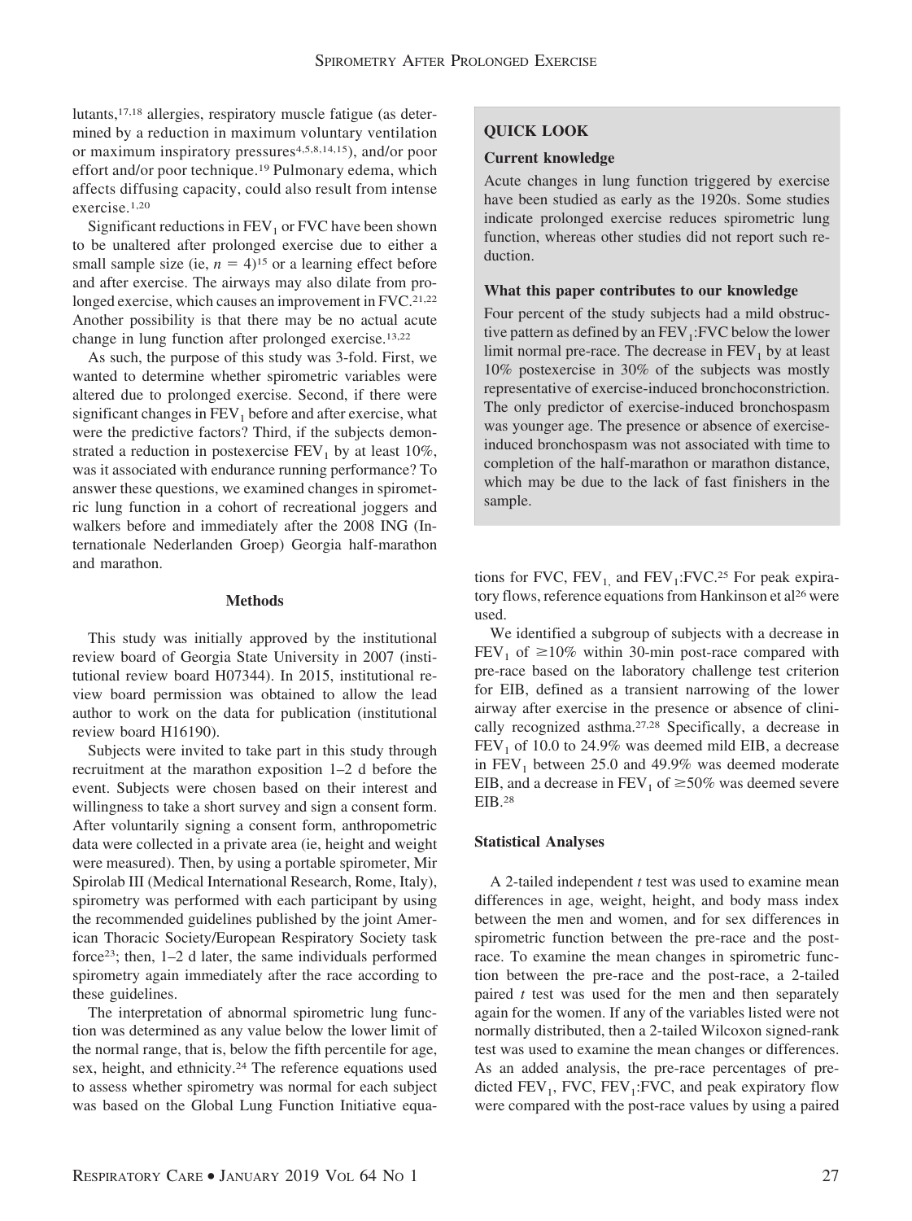lutants,[17,18] allergies, respiratory muscle fatigue (as determined by a reduction in maximum voluntary ventilation or maximum inspiratory pressures[4,5,8,14,15]), and/or poor effort and/or poor technique.[19] Pulmonary edema, which affects diffusing capacity, could also result from intense exercise.[1,20]

Significant reductions in $FEV_1$ or FVC have been shown to be unaltered after prolonged exercise due to either a small sample size (ie, $n = 4$)[15] or a learning effect before and after exercise. The airways may also dilate from prolonged exercise, which causes an improvement in FVC.[21,22] Another possibility is that there may be no actual acute change in lung function after prolonged exercise.[13,22]

As such, the purpose of this study was 3-fold. First, we wanted to determine whether spirometric variables were altered due to prolonged exercise. Second, if there were significant changes in $FEV_1$ before and after exercise, what were the predictive factors? Third, if the subjects demonstrated a reduction in postexercise $FEV_1$ by at least 10%, was it associated with endurance running performance? To answer these questions, we examined changes in spirometric lung function in a cohort of recreational joggers and walkers before and immediately after the 2008 ING (Internationale Nederlanden Groep) Georgia half-marathon and marathon.

> **QUICK LOOK**
>
> **Current knowledge**
>
> Acute changes in lung function triggered by exercise have been studied as early as the 1920s. Some studies indicate prolonged exercise reduces spirometric lung function, whereas other studies did not report such reduction.
>
> **What this paper contributes to our knowledge**
>
> Four percent of the study subjects had a mild obstructive pattern as defined by an $FEV_1$:FVC below the lower limit normal pre-race. The decrease in $FEV_1$ by at least 10% postexercise in 30% of the subjects was mostly representative of exercise-induced bronchoconstriction. The only predictor of exercise-induced bronchospasm was younger age. The presence or absence of exercise-induced bronchospasm was not associated with time to completion of the half-marathon or marathon distance, which may be due to the lack of fast finishers in the sample.

## Methods

This study was initially approved by the institutional review board of Georgia State University in 2007 (institutional review board H07344). In 2015, institutional review board permission was obtained to allow the lead author to work on the data for publication (institutional review board H16190).

Subjects were invited to take part in this study through recruitment at the marathon exposition 1–2 d before the event. Subjects were chosen based on their interest and willingness to take a short survey and sign a consent form. After voluntarily signing a consent form, anthropometric data were collected in a private area (ie, height and weight were measured). Then, by using a portable spirometer, Mir Spirolab III (Medical International Research, Rome, Italy), spirometry was performed with each participant by using the recommended guidelines published by the joint American Thoracic Society/European Respiratory Society task force[23]; then, 1–2 d later, the same individuals performed spirometry again immediately after the race according to these guidelines.

The interpretation of abnormal spirometric lung function was determined as any value below the lower limit of the normal range, that is, below the fifth percentile for age, sex, height, and ethnicity.[24] The reference equations used to assess whether spirometry was normal for each subject was based on the Global Lung Function Initiative equations for FVC, $FEV_1$, and $FEV_1$:FVC.[25] For peak expiratory flows, reference equations from Hankinson et al[26] were used.

We identified a subgroup of subjects with a decrease in $FEV_1$ of $\geq$10% within 30-min post-race compared with pre-race based on the laboratory challenge test criterion for EIB, defined as a transient narrowing of the lower airway after exercise in the presence or absence of clinically recognized asthma.[27,28] Specifically, a decrease in $FEV_1$ of 10.0 to 24.9% was deemed mild EIB, a decrease in $FEV_1$ between 25.0 and 49.9% was deemed moderate EIB, and a decrease in $FEV_1$ of $\geq$50% was deemed severe EIB.[28]

### Statistical Analyses

A 2-tailed independent *t* test was used to examine mean differences in age, weight, height, and body mass index between the men and women, and for sex differences in spirometric function between the pre-race and the post-race. To examine the mean changes in spirometric function between the pre-race and the post-race, a 2-tailed paired *t* test was used for the men and then separately again for the women. If any of the variables listed were not normally distributed, then a 2-tailed Wilcoxon signed-rank test was used to examine the mean changes or differences. As an added analysis, the pre-race percentages of predicted $FEV_1$, FVC, $FEV_1$:FVC, and peak expiratory flow were compared with the post-race values by using a paired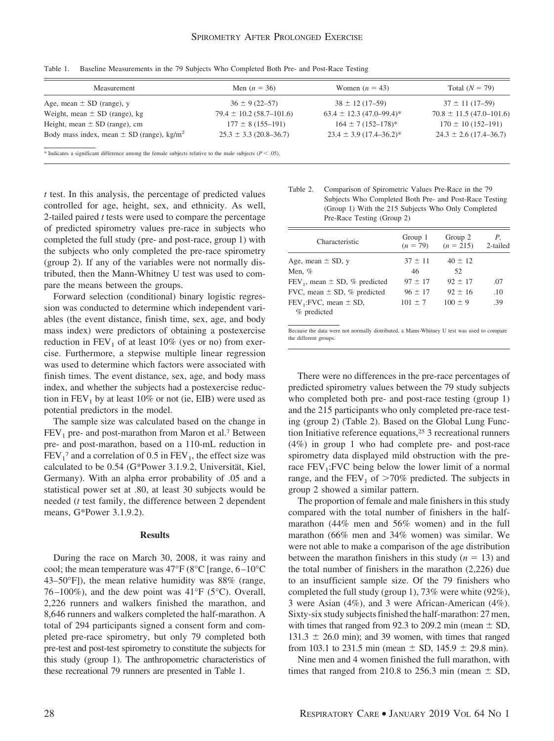Table 1. Baseline Measurements in the 79 Subjects Who Completed Both Pre- and Post-Race Testing

| Measurement | Men ($n$ = 36) | Women ($n$ = 43) | Total ($N$ = 79) |
|---|---|---|---|
| Age, mean ± SD (range), y | 36 ± 9 (22–57) | 38 ± 12 (17–59) | 37 ± 11 (17–59) |
| Weight, mean ± SD (range), kg | 79.4 ± 10.2 (58.7–101.6) | 63.4 ± 12.3 (47.0–99.4)* | 70.8 ± 11.5 (47.0–101.6) |
| Height, mean ± SD (range), cm | 177 ± 8 (155–191) | 164 ± 7 (152–178)* | 170 ± 10 (152–191) |
| Body mass index, mean ± SD (range), $kg/m^2$ | 25.3 ± 3.3 (20.8–36.7) | 23.4 ± 3.9 (17.4–36.2)* | 24.3 ± 2.6 (17.4–36.7) |

* Indicates a significant difference among the female subjects relative to the male subjects ($P < .05$).

$t$ test. In this analysis, the percentage of predicted values controlled for age, height, sex, and ethnicity. As well, 2-tailed paired $t$ tests were used to compare the percentage of predicted spirometry values pre-race in subjects who completed the full study (pre- and post-race, group 1) with the subjects who only completed the pre-race spirometry (group 2). If any of the variables were not normally distributed, then the Mann-Whitney U test was used to compare the means between the groups.

Forward selection (conditional) binary logistic regression was conducted to determine which independent variables (the event distance, finish time, sex, age, and body mass index) were predictors of obtaining a postexercise reduction in $FEV_1$ of at least 10% (yes or no) from exercise. Furthermore, a stepwise multiple linear regression was used to determine which factors were associated with finish times. The event distance, sex, age, and body mass index, and whether the subjects had a postexercise reduction in $FEV_1$ by at least 10% or not (ie, EIB) were used as potential predictors in the model.

The sample size was calculated based on the change in $FEV_1$ pre- and post-marathon from Maron et al.[7] Between pre- and post-marathon, based on a 110-mL reduction in $FEV_1$[7] and a correlation of 0.5 in $FEV_1$, the effect size was calculated to be 0.54 (G*Power 3.1.9.2, Universität, Kiel, Germany). With an alpha error probability of .05 and a statistical power set at .80, at least 30 subjects would be needed ($t$ test family, the difference between 2 dependent means, G*Power 3.1.9.2).

## Results

During the race on March 30, 2008, it was rainy and cool; the mean temperature was 47°F (8°C [range, 6–10°C 43–50°F]), the mean relative humidity was 88% (range, 76–100%), and the dew point was 41°F (5°C). Overall, 2,226 runners and walkers finished the marathon, and 8,646 runners and walkers completed the half-marathon. A total of 294 participants signed a consent form and completed pre-race spirometry, but only 79 completed both pre-test and post-test spirometry to constitute the subjects for this study (group 1). The anthropometric characteristics of these recreational 79 runners are presented in Table 1.

Table 2. Comparison of Spirometric Values Pre-Race in the 79 Subjects Who Completed Both Pre- and Post-Race Testing (Group 1) With the 215 Subjects Who Only Completed Pre-Race Testing (Group 2)

| Characteristic | Group 1 ($n$ = 79) | Group 2 ($n$ = 215) | $P$, 2-tailed |
|---|---|---|---|
| Age, mean ± SD, y | 37 ± 11 | 40 ± 12 | |
| Men, % | 46 | 52 | |
| $FEV_1$, mean ± SD, % predicted | 97 ± 17 | 92 ± 17 | .07 |
| FVC, mean ± SD, % predicted | 96 ± 17 | 92 ± 16 | .10 |
| $FEV_1$:FVC, mean ± SD, % predicted | 101 ± 7 | 100 ± 9 | .39 |

Because the data were not normally distributed, a Mann-Whitney U test was used to compare the different groups.

There were no differences in the pre-race percentages of predicted spirometry values between the 79 study subjects who completed both pre- and post-race testing (group 1) and the 215 participants who only completed pre-race testing (group 2) (Table 2). Based on the Global Lung Function Initiative reference equations,[25] 3 recreational runners (4%) in group 1 who had complete pre- and post-race spirometry data displayed mild obstruction with the pre-race $FEV_1$:FVC being below the lower limit of a normal range, and the $FEV_1$ of >70% predicted. The subjects in group 2 showed a similar pattern.

The proportion of female and male finishers in this study compared with the total number of finishers in the half-marathon (44% men and 56% women) and in the full marathon (66% men and 34% women) was similar. We were not able to make a comparison of the age distribution between the marathon finishers in this study ($n$ = 13) and the total number of finishers in the marathon (2,226) due to an insufficient sample size. Of the 79 finishers who completed the full study (group 1), 73% were white (92%), 3 were Asian (4%), and 3 were African-American (4%). Sixty-six study subjects finished the half-marathon: 27 men, with times that ranged from 92.3 to 209.2 min (mean ± SD, 131.3 ± 26.0 min); and 39 women, with times that ranged from 103.1 to 231.5 min (mean ± SD, 145.9 ± 29.8 min).

Nine men and 4 women finished the full marathon, with times that ranged from 210.8 to 256.3 min (mean ± SD,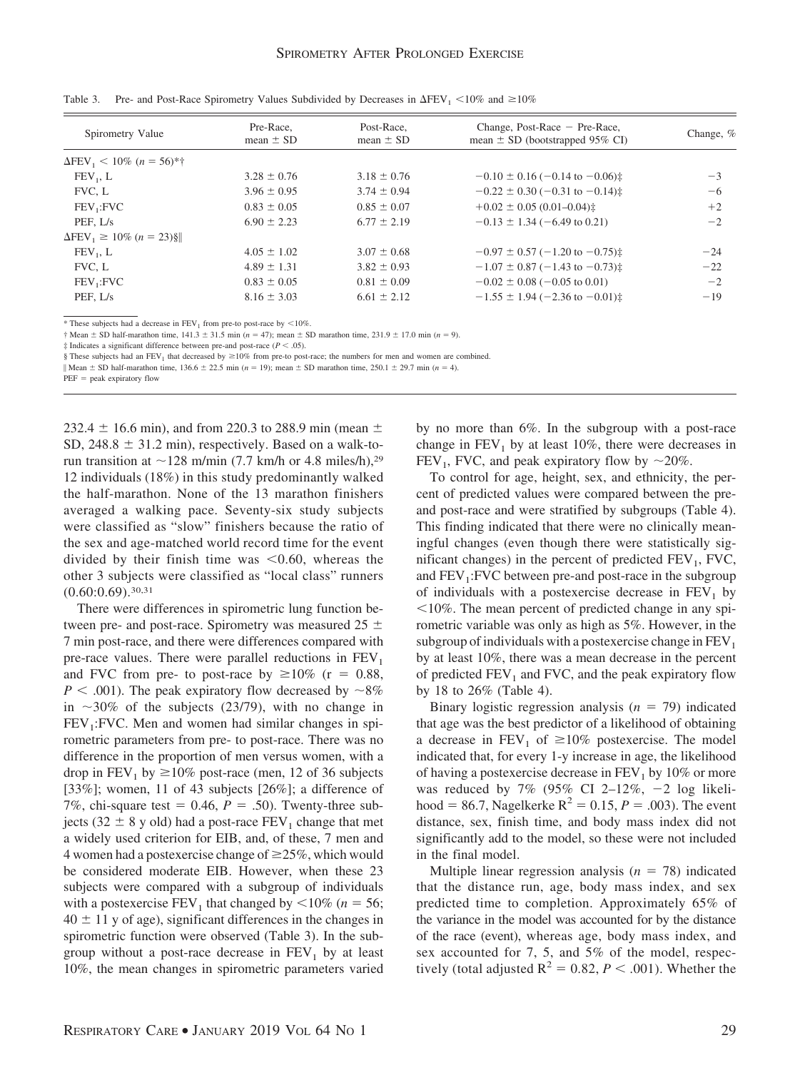Table 3. Pre- and Post-Race Spirometry Values Subdivided by Decreases in $\Delta FEV_1$ <10% and ≥10%

| Spirometry Value | Pre-Race, mean ± SD | Post-Race, mean ± SD | Change, Post-Race − Pre-Race, mean ± SD (bootstrapped 95% CI) | Change, % |
|---|---|---|---|---|
| $\Delta FEV_1$ < 10% (n = 56)*† | | | | |
| $FEV_1$, L | 3.28 ± 0.76 | 3.18 ± 0.76 | −0.10 ± 0.16 (−0.14 to −0.06)‡ | −3 |
| FVC, L | 3.96 ± 0.95 | 3.74 ± 0.94 | −0.22 ± 0.30 (−0.31 to −0.14)‡ | −6 |
| $FEV_1$:FVC | 0.83 ± 0.05 | 0.85 ± 0.07 | +0.02 ± 0.05 (0.01–0.04)‡ | +2 |
| PEF, L/s | 6.90 ± 2.23 | 6.77 ± 2.19 | −0.13 ± 1.34 (−6.49 to 0.21) | −2 |
| $\Delta FEV_1$ ≥ 10% (n = 23)§‖ | | | | |
| $FEV_1$, L | 4.05 ± 1.02 | 3.07 ± 0.68 | −0.97 ± 0.57 (−1.20 to −0.75)‡ | −24 |
| FVC, L | 4.89 ± 1.31 | 3.82 ± 0.93 | −1.07 ± 0.87 (−1.43 to −0.73)‡ | −22 |
| $FEV_1$:FVC | 0.83 ± 0.05 | 0.81 ± 0.09 | −0.02 ± 0.08 (−0.05 to 0.01) | −2 |
| PEF, L/s | 8.16 ± 3.03 | 6.61 ± 2.12 | −1.55 ± 1.94 (−2.36 to −0.01)‡ | −19 |

* These subjects had a decrease in $FEV_1$ from pre-to post-race by <10%.
† Mean ± SD half-marathon time, 141.3 ± 31.5 min (n = 47); mean ± SD marathon time, 231.9 ± 17.0 min (n = 9).
‡ Indicates a significant difference between pre-and post-race ($P$ < .05).
§ These subjects had an $FEV_1$ that decreased by ≥10% from pre-to post-race; the numbers for men and women are combined.
‖ Mean ± SD half-marathon time, 136.6 ± 22.5 min (n = 19); mean ± SD marathon time, 250.1 ± 29.7 min (n = 4).
PEF = peak expiratory flow

232.4 ± 16.6 min), and from 220.3 to 288.9 min (mean ± SD, 248.8 ± 31.2 min), respectively. Based on a walk-to-run transition at ~128 m/min (7.7 km/h or 4.8 miles/h),[29] 12 individuals (18%) in this study predominantly walked the half-marathon. None of the 13 marathon finishers averaged a walking pace. Seventy-six study subjects were classified as "slow" finishers because the ratio of the sex and age-matched world record time for the event divided by their finish time was <0.60, whereas the other 3 subjects were classified as "local class" runners (0.60:0.69).[30,31]

There were differences in spirometric lung function between pre- and post-race. Spirometry was measured 25 ± 7 min post-race, and there were differences compared with pre-race values. There were parallel reductions in $FEV_1$ and FVC from pre- to post-race by ≥10% (r = 0.88, $P$ < .001). The peak expiratory flow decreased by ~8% in ~30% of the subjects (23/79), with no change in $FEV_1$:FVC. Men and women had similar changes in spirometric parameters from pre- to post-race. There was no difference in the proportion of men versus women, with a drop in $FEV_1$ by ≥10% post-race (men, 12 of 36 subjects [33%]; women, 11 of 43 subjects [26%]; a difference of 7%, chi-square test = 0.46, $P$ = .50). Twenty-three subjects (32 ± 8 y old) had a post-race $FEV_1$ change that met a widely used criterion for EIB, and, of these, 7 men and 4 women had a postexercise change of ≥25%, which would be considered moderate EIB. However, when these 23 subjects were compared with a subgroup of individuals with a postexercise $FEV_1$ that changed by <10% (n = 56; 40 ± 11 y of age), significant differences in the changes in spirometric function were observed (Table 3). In the subgroup without a post-race decrease in $FEV_1$ by at least 10%, the mean changes in spirometric parameters varied by no more than 6%. In the subgroup with a post-race change in $FEV_1$ by at least 10%, there were decreases in $FEV_1$, FVC, and peak expiratory flow by ~20%.

To control for age, height, sex, and ethnicity, the percent of predicted values were compared between the pre- and post-race and were stratified by subgroups (Table 4). This finding indicated that there were no clinically meaningful changes (even though there were statistically significant changes) in the percent of predicted $FEV_1$, FVC, and $FEV_1$:FVC between pre-and post-race in the subgroup of individuals with a postexercise decrease in $FEV_1$ by <10%. The mean percent of predicted change in any spirometric variable was only as high as 5%. However, in the subgroup of individuals with a postexercise change in $FEV_1$ by at least 10%, there was a mean decrease in the percent of predicted $FEV_1$ and FVC, and the peak expiratory flow by 18 to 26% (Table 4).

Binary logistic regression analysis (n = 79) indicated that age was the best predictor of a likelihood of obtaining a decrease in $FEV_1$ of ≥10% postexercise. The model indicated that, for every 1-y increase in age, the likelihood of having a postexercise decrease in $FEV_1$ by 10% or more was reduced by 7% (95% CI 2–12%, −2 log likelihood = 86.7, Nagelkerke $R^2$ = 0.15, $P$ = .003). The event distance, sex, finish time, and body mass index did not significantly add to the model, so these were not included in the final model.

Multiple linear regression analysis (n = 78) indicated that the distance run, age, body mass index, and sex predicted time to completion. Approximately 65% of the variance in the model was accounted for by the distance of the race (event), whereas age, body mass index, and sex accounted for 7, 5, and 5% of the model, respectively (total adjusted $R^2$ = 0.82, $P$ < .001). Whether the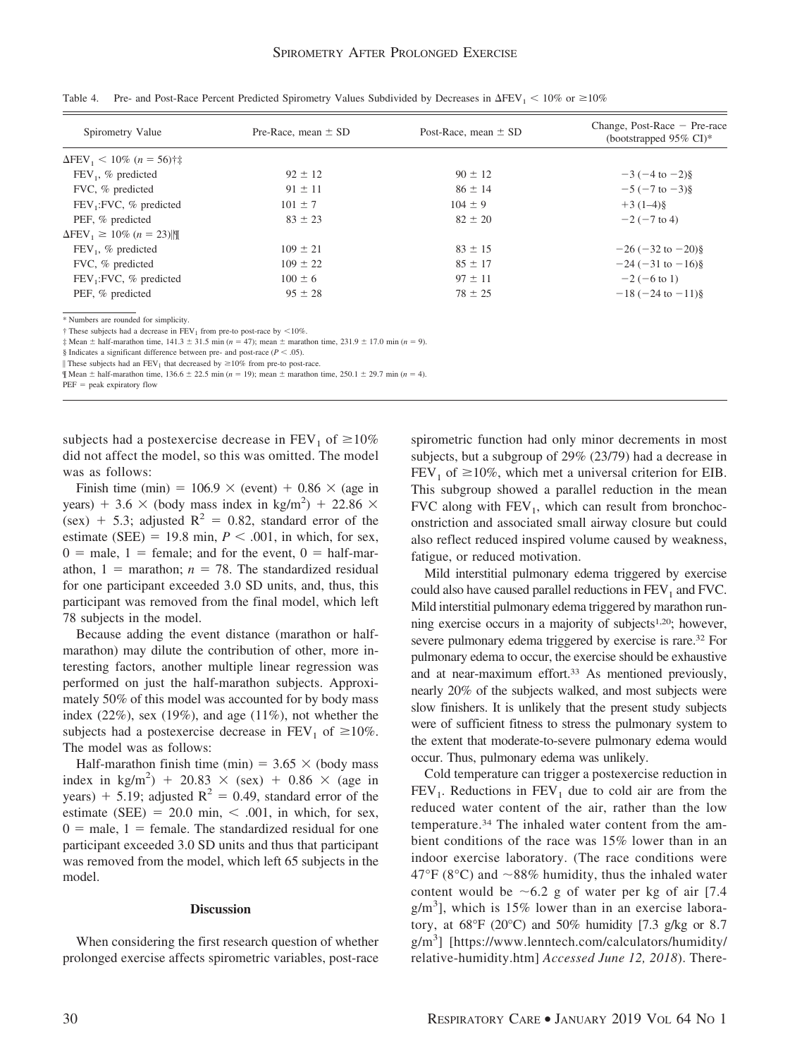Table 4. Pre- and Post-Race Percent Predicted Spirometry Values Subdivided by Decreases in $\Delta FEV_1 < 10\%$ or $\geq 10\%$

| Spirometry Value | Pre-Race, mean ± SD | Post-Race, mean ± SD | Change, Post-Race − Pre-race (bootstrapped 95% CI)* |
|---|---|---|---|
| $\Delta FEV_1 < 10\%$ ($n = 56$)†‡ | | | |
| $FEV_1$, % predicted | 92 ± 12 | 90 ± 12 | −3 (−4 to −2)§ |
| FVC, % predicted | 91 ± 11 | 86 ± 14 | −5 (−7 to −3)§ |
| $FEV_1$:FVC, % predicted | 101 ± 7 | 104 ± 9 | +3 (1–4)§ |
| PEF, % predicted | 83 ± 23 | 82 ± 20 | −2 (−7 to 4) |
| $\Delta FEV_1 \geq 10\%$ ($n = 23$)‖¶ | | | |
| $FEV_1$, % predicted | 109 ± 21 | 83 ± 15 | −26 (−32 to −20)§ |
| FVC, % predicted | 109 ± 22 | 85 ± 17 | −24 (−31 to −16)§ |
| $FEV_1$:FVC, % predicted | 100 ± 6 | 97 ± 11 | −2 (−6 to 1) |
| PEF, % predicted | 95 ± 28 | 78 ± 25 | −18 (−24 to −11)§ |

\* Numbers are rounded for simplicity.
† These subjects had a decrease in $FEV_1$ from pre-to post-race by <10%.
‡ Mean ± half-marathon time, 141.3 ± 31.5 min ($n = 47$); mean ± marathon time, 231.9 ± 17.0 min ($n = 9$).
§ Indicates a significant difference between pre- and post-race ($P < .05$).
‖ These subjects had an $FEV_1$ that decreased by ≥10% from pre-to post-race.
¶ Mean ± half-marathon time, 136.6 ± 22.5 min ($n = 19$); mean ± marathon time, 250.1 ± 29.7 min ($n = 4$).
PEF = peak expiratory flow

subjects had a postexercise decrease in $FEV_1$ of ≥10% did not affect the model, so this was omitted. The model was as follows:

Finish time (min) = 106.9 × (event) + 0.86 × (age in years) + 3.6 × (body mass index in kg/m$^2$) + 22.86 × (sex) + 5.3; adjusted $R^2 = 0.82$, standard error of the estimate (SEE) = 19.8 min, $P < .001$, in which, for sex, 0 = male, 1 = female; and for the event, 0 = half-marathon, 1 = marathon; $n = 78$. The standardized residual for one participant exceeded 3.0 SD units, and, thus, this participant was removed from the final model, which left 78 subjects in the model.

Because adding the event distance (marathon or half-marathon) may dilute the contribution of other, more interesting factors, another multiple linear regression was performed on just the half-marathon subjects. Approximately 50% of this model was accounted for by body mass index (22%), sex (19%), and age (11%), not whether the subjects had a postexercise decrease in $FEV_1$ of ≥10%. The model was as follows:

Half-marathon finish time (min) = 3.65 × (body mass index in kg/m$^2$) + 20.83 × (sex) + 0.86 × (age in years) + 5.19; adjusted $R^2 = 0.49$, standard error of the estimate (SEE) = 20.0 min, < .001, in which, for sex, 0 = male, 1 = female. The standardized residual for one participant exceeded 3.0 SD units and thus that participant was removed from the model, which left 65 subjects in the model.

## Discussion

When considering the first research question of whether prolonged exercise affects spirometric variables, post-race spirometric function had only minor decrements in most subjects, but a subgroup of 29% (23/79) had a decrease in $FEV_1$ of ≥10%, which met a universal criterion for EIB. This subgroup showed a parallel reduction in the mean FVC along with $FEV_1$, which can result from bronchoconstriction and associated small airway closure but could also reflect reduced inspired volume caused by weakness, fatigue, or reduced motivation.

Mild interstitial pulmonary edema triggered by exercise could also have caused parallel reductions in $FEV_1$ and FVC. Mild interstitial pulmonary edema triggered by marathon running exercise occurs in a majority of subjects[1,20]; however, severe pulmonary edema triggered by exercise is rare.[32] For pulmonary edema to occur, the exercise should be exhaustive and at near-maximum effort.[33] As mentioned previously, nearly 20% of the subjects walked, and most subjects were slow finishers. It is unlikely that the present study subjects were of sufficient fitness to stress the pulmonary system to the extent that moderate-to-severe pulmonary edema would occur. Thus, pulmonary edema was unlikely.

Cold temperature can trigger a postexercise reduction in $FEV_1$. Reductions in $FEV_1$ due to cold air are from the reduced water content of the air, rather than the low temperature.[34] The inhaled water content from the ambient conditions of the race was 15% lower than in an indoor exercise laboratory. (The race conditions were 47°F (8°C) and ~88% humidity, thus the inhaled water content would be ~6.2 g of water per kg of air [7.4 g/m$^3$], which is 15% lower than in an exercise laboratory, at 68°F (20°C) and 50% humidity [7.3 g/kg or 8.7 g/m$^3$] [https://www.lenntech.com/calculators/humidity/relative-humidity.htm] *Accessed June 12, 2018*). There-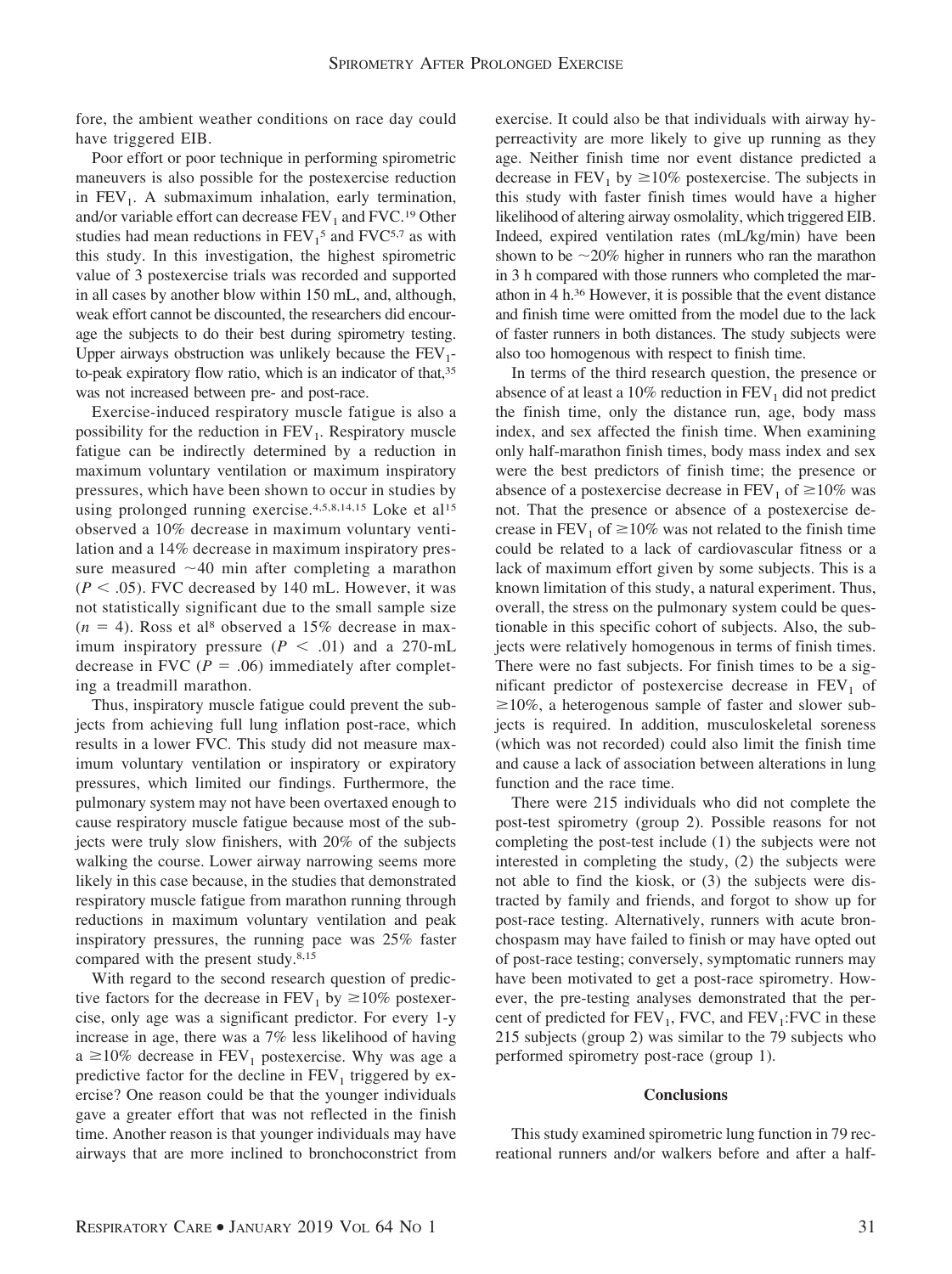fore, the ambient weather conditions on race day could have triggered EIB.

Poor effort or poor technique in performing spirometric maneuvers is also possible for the postexercise reduction in $FEV_1$. A submaximum inhalation, early termination, and/or variable effort can decrease $FEV_1$ and FVC.[19] Other studies had mean reductions in $FEV_1$[5] and FVC[5,7] as with this study. In this investigation, the highest spirometric value of 3 postexercise trials was recorded and supported in all cases by another blow within 150 mL, and, although, weak effort cannot be discounted, the researchers did encourage the subjects to do their best during spirometry testing. Upper airways obstruction was unlikely because the $FEV_1$-to-peak expiratory flow ratio, which is an indicator of that,[35] was not increased between pre- and post-race.

Exercise-induced respiratory muscle fatigue is also a possibility for the reduction in $FEV_1$. Respiratory muscle fatigue can be indirectly determined by a reduction in maximum voluntary ventilation or maximum inspiratory pressures, which have been shown to occur in studies by using prolonged running exercise.[4,5,8,14,15] Loke et al[15] observed a 10% decrease in maximum voluntary ventilation and a 14% decrease in maximum inspiratory pressure measured ~40 min after completing a marathon ($P < .05$). FVC decreased by 140 mL. However, it was not statistically significant due to the small sample size ($n = 4$). Ross et al[8] observed a 15% decrease in maximum inspiratory pressure ($P < .01$) and a 270-mL decrease in FVC ($P = .06$) immediately after completing a treadmill marathon.

Thus, inspiratory muscle fatigue could prevent the subjects from achieving full lung inflation post-race, which results in a lower FVC. This study did not measure maximum voluntary ventilation or inspiratory or expiratory pressures, which limited our findings. Furthermore, the pulmonary system may not have been overtaxed enough to cause respiratory muscle fatigue because most of the subjects were truly slow finishers, with 20% of the subjects walking the course. Lower airway narrowing seems more likely in this case because, in the studies that demonstrated respiratory muscle fatigue from marathon running through reductions in maximum voluntary ventilation and peak inspiratory pressures, the running pace was 25% faster compared with the present study.[8,15]

With regard to the second research question of predictive factors for the decrease in $FEV_1$ by ≥10% postexercise, only age was a significant predictor. For every 1-y increase in age, there was a 7% less likelihood of having a ≥10% decrease in $FEV_1$ postexercise. Why was age a predictive factor for the decline in $FEV_1$ triggered by exercise? One reason could be that the younger individuals gave a greater effort that was not reflected in the finish time. Another reason is that younger individuals may have airways that are more inclined to bronchoconstrict from exercise. It could also be that individuals with airway hyperreactivity are more likely to give up running as they age. Neither finish time nor event distance predicted a decrease in $FEV_1$ by ≥10% postexercise. The subjects in this study with faster finish times would have a higher likelihood of altering airway osmolality, which triggered EIB. Indeed, expired ventilation rates (mL/kg/min) have been shown to be ~20% higher in runners who ran the marathon in 3 h compared with those runners who completed the marathon in 4 h.[36] However, it is possible that the event distance and finish time were omitted from the model due to the lack of faster runners in both distances. The study subjects were also too homogenous with respect to finish time.

In terms of the third research question, the presence or absence of at least a 10% reduction in $FEV_1$ did not predict the finish time, only the distance run, age, body mass index, and sex affected the finish time. When examining only half-marathon finish times, body mass index and sex were the best predictors of finish time; the presence or absence of a postexercise decrease in $FEV_1$ of ≥10% was not. That the presence or absence of a postexercise decrease in $FEV_1$ of ≥10% was not related to the finish time could be related to a lack of cardiovascular fitness or a lack of maximum effort given by some subjects. This is a known limitation of this study, a natural experiment. Thus, overall, the stress on the pulmonary system could be questionable in this specific cohort of subjects. Also, the subjects were relatively homogenous in terms of finish times. There were no fast subjects. For finish times to be a significant predictor of postexercise decrease in $FEV_1$ of ≥10%, a heterogenous sample of faster and slower subjects is required. In addition, musculoskeletal soreness (which was not recorded) could also limit the finish time and cause a lack of association between alterations in lung function and the race time.

There were 215 individuals who did not complete the post-test spirometry (group 2). Possible reasons for not completing the post-test include (1) the subjects were not interested in completing the study, (2) the subjects were not able to find the kiosk, or (3) the subjects were distracted by family and friends, and forgot to show up for post-race testing. Alternatively, runners with acute bronchospasm may have failed to finish or may have opted out of post-race testing; conversely, symptomatic runners may have been motivated to get a post-race spirometry. However, the pre-testing analyses demonstrated that the percent of predicted for $FEV_1$, FVC, and $FEV_1$:FVC in these 215 subjects (group 2) was similar to the 79 subjects who performed spirometry post-race (group 1).

## Conclusions

This study examined spirometric lung function in 79 recreational runners and/or walkers before and after a half-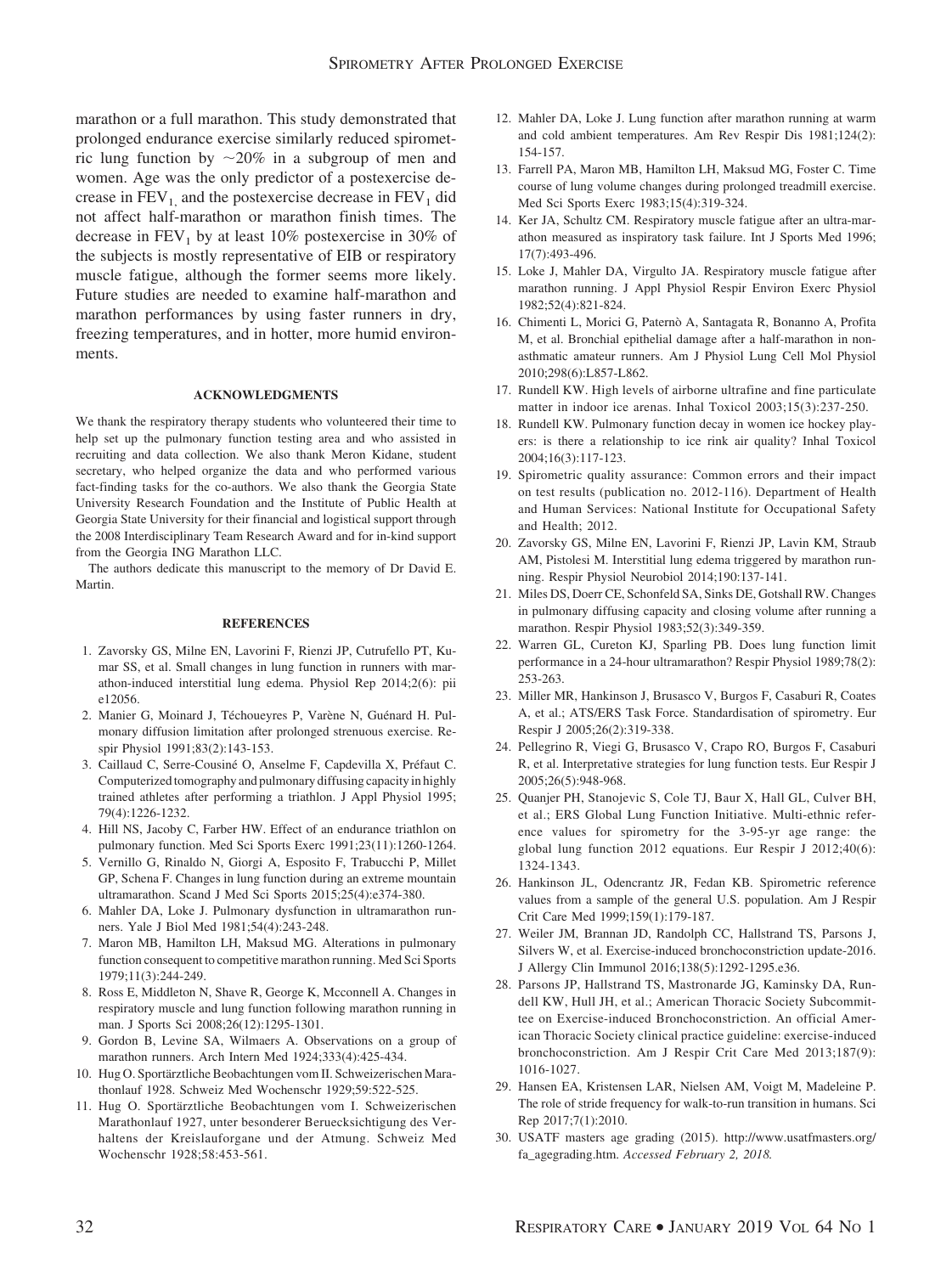marathon or a full marathon. This study demonstrated that prolonged endurance exercise similarly reduced spirometric lung function by ~20% in a subgroup of men and women. Age was the only predictor of a postexercise decrease in $FEV_1$ and the postexercise decrease in $FEV_1$ did not affect half-marathon or marathon finish times. The decrease in $FEV_1$ by at least 10% postexercise in 30% of the subjects is mostly representative of EIB or respiratory muscle fatigue, although the former seems more likely. Future studies are needed to examine half-marathon and marathon performances by using faster runners in dry, freezing temperatures, and in hotter, more humid environments.

#### ACKNOWLEDGMENTS

We thank the respiratory therapy students who volunteered their time to help set up the pulmonary function testing area and who assisted in recruiting and data collection. We also thank Meron Kidane, student secretary, who helped organize the data and who performed various fact-finding tasks for the co-authors. We also thank the Georgia State University Research Foundation and the Institute of Public Health at Georgia State University for their financial and logistical support through the 2008 Interdisciplinary Team Research Award and for in-kind support from the Georgia ING Marathon LLC.

The authors dedicate this manuscript to the memory of Dr David E. Martin.

#### REFERENCES

1. Zavorsky GS, Milne EN, Lavorini F, Rienzi JP, Cutrufello PT, Kumar SS, et al. Small changes in lung function in runners with marathon-induced interstitial lung edema. Physiol Rep 2014;2(6): pii e12056.
2. Manier G, Moinard J, Téchoueyres P, Varène N, Guénard H. Pulmonary diffusion limitation after prolonged strenuous exercise. Respir Physiol 1991;83(2):143-153.
3. Caillaud C, Serre-Cousiné O, Anselme F, Capdevilla X, Préfaut C. Computerized tomography and pulmonary diffusing capacity in highly trained athletes after performing a triathlon. J Appl Physiol 1995; 79(4):1226-1232.
4. Hill NS, Jacoby C, Farber HW. Effect of an endurance triathlon on pulmonary function. Med Sci Sports Exerc 1991;23(11):1260-1264.
5. Vernillo G, Rinaldo N, Giorgi A, Esposito F, Trabucchi P, Millet GP, Schena F. Changes in lung function during an extreme mountain ultramarathon. Scand J Med Sci Sports 2015;25(4):e374-380.
6. Mahler DA, Loke J. Pulmonary dysfunction in ultramarathon runners. Yale J Biol Med 1981;54(4):243-248.
7. Maron MB, Hamilton LH, Maksud MG. Alterations in pulmonary function consequent to competitive marathon running. Med Sci Sports 1979;11(3):244-249.
8. Ross E, Middleton N, Shave R, George K, Mcconnell A. Changes in respiratory muscle and lung function following marathon running in man. J Sports Sci 2008;26(12):1295-1301.
9. Gordon B, Levine SA, Wilmaers A. Observations on a group of marathon runners. Arch Intern Med 1924;333(4):425-434.
10. Hug O. Sportärztliche Beobachtungen vom II. Schweizerischen Marathonlauf 1928. Schweiz Med Wochenschr 1929;59:522-525.
11. Hug O. Sportärztliche Beobachtungen vom I. Schweizerischen Marathonlauf 1927, unter besonderer Beruecksichtigung des Verhaltens der Kreislauforgane und der Atmung. Schweiz Med Wochenschr 1928;58:453-561.
12. Mahler DA, Loke J. Lung function after marathon running at warm and cold ambient temperatures. Am Rev Respir Dis 1981;124(2): 154-157.
13. Farrell PA, Maron MB, Hamilton LH, Maksud MG, Foster C. Time course of lung volume changes during prolonged treadmill exercise. Med Sci Sports Exerc 1983;15(4):319-324.
14. Ker JA, Schultz CM. Respiratory muscle fatigue after an ultra-marathon measured as inspiratory task failure. Int J Sports Med 1996; 17(7):493-496.
15. Loke J, Mahler DA, Virgulto JA. Respiratory muscle fatigue after marathon running. J Appl Physiol Respir Environ Exerc Physiol 1982;52(4):821-824.
16. Chimenti L, Morici G, Paternò A, Santagata R, Bonanno A, Profita M, et al. Bronchial epithelial damage after a half-marathon in nonasthmatic amateur runners. Am J Physiol Lung Cell Mol Physiol 2010;298(6):L857-L862.
17. Rundell KW. High levels of airborne ultrafine and fine particulate matter in indoor ice arenas. Inhal Toxicol 2003;15(3):237-250.
18. Rundell KW. Pulmonary function decay in women ice hockey players: is there a relationship to ice rink air quality? Inhal Toxicol 2004;16(3):117-123.
19. Spirometric quality assurance: Common errors and their impact on test results (publication no. 2012-116). Department of Health and Human Services: National Institute for Occupational Safety and Health; 2012.
20. Zavorsky GS, Milne EN, Lavorini F, Rienzi JP, Lavin KM, Straub AM, Pistolesi M. Interstitial lung edema triggered by marathon running. Respir Physiol Neurobiol 2014;190:137-141.
21. Miles DS, Doerr CE, Schonfeld SA, Sinks DE, Gotshall RW. Changes in pulmonary diffusing capacity and closing volume after running a marathon. Respir Physiol 1983;52(3):349-359.
22. Warren GL, Cureton KJ, Sparling PB. Does lung function limit performance in a 24-hour ultramarathon? Respir Physiol 1989;78(2): 253-263.
23. Miller MR, Hankinson J, Brusasco V, Burgos F, Casaburi R, Coates A, et al.; ATS/ERS Task Force. Standardisation of spirometry. Eur Respir J 2005;26(2):319-338.
24. Pellegrino R, Viegi G, Brusasco V, Crapo RO, Burgos F, Casaburi R, et al. Interpretative strategies for lung function tests. Eur Respir J 2005;26(5):948-968.
25. Quanjer PH, Stanojevic S, Cole TJ, Baur X, Hall GL, Culver BH, et al.; ERS Global Lung Function Initiative. Multi-ethnic reference values for spirometry for the 3-95-yr age range: the global lung function 2012 equations. Eur Respir J 2012;40(6): 1324-1343.
26. Hankinson JL, Odencrantz JR, Fedan KB. Spirometric reference values from a sample of the general U.S. population. Am J Respir Crit Care Med 1999;159(1):179-187.
27. Weiler JM, Brannan JD, Randolph CC, Hallstrand TS, Parsons J, Silvers W, et al. Exercise-induced bronchoconstriction update-2016. J Allergy Clin Immunol 2016;138(5):1292-1295.e36.
28. Parsons JP, Hallstrand TS, Mastronarde JG, Kaminsky DA, Rundell KW, Hull JH, et al.; American Thoracic Society Subcommittee on Exercise-induced Bronchoconstriction. An official American Thoracic Society clinical practice guideline: exercise-induced bronchoconstriction. Am J Respir Crit Care Med 2013;187(9): 1016-1027.
29. Hansen EA, Kristensen LAR, Nielsen AM, Voigt M, Madeleine P. The role of stride frequency for walk-to-run transition in humans. Sci Rep 2017;7(1):2010.
30. USATF masters age grading (2015). http://www.usatfmasters.org/fa_agegrading.htm. *Accessed February 2, 2018.*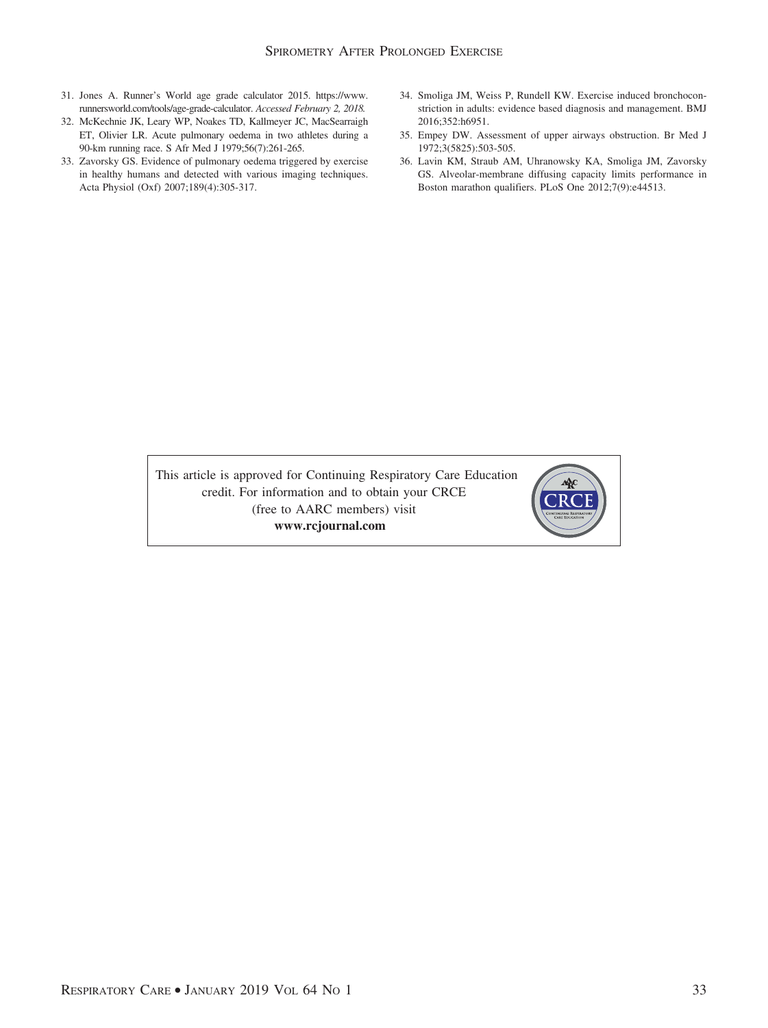31. Jones A. Runner's World age grade calculator 2015. https://www.runnersworld.com/tools/age-grade-calculator. *Accessed February 2, 2018.*
32. McKechnie JK, Leary WP, Noakes TD, Kallmeyer JC, MacSearraigh ET, Olivier LR. Acute pulmonary oedema in two athletes during a 90-km running race. S Afr Med J 1979;56(7):261-265.
33. Zavorsky GS. Evidence of pulmonary oedema triggered by exercise in healthy humans and detected with various imaging techniques. Acta Physiol (Oxf) 2007;189(4):305-317.
34. Smoliga JM, Weiss P, Rundell KW. Exercise induced bronchoconstriction in adults: evidence based diagnosis and management. BMJ 2016;352:h6951.
35. Empey DW. Assessment of upper airways obstruction. Br Med J 1972;3(5825):503-505.
36. Lavin KM, Straub AM, Uhranowsky KA, Smoliga JM, Zavorsky GS. Alveolar-membrane diffusing capacity limits performance in Boston marathon qualifiers. PLoS One 2012;7(9):e44513.

This article is approved for Continuing Respiratory Care Education credit. For information and to obtain your CRCE (free to AARC members) visit **www.rcjournal.com**